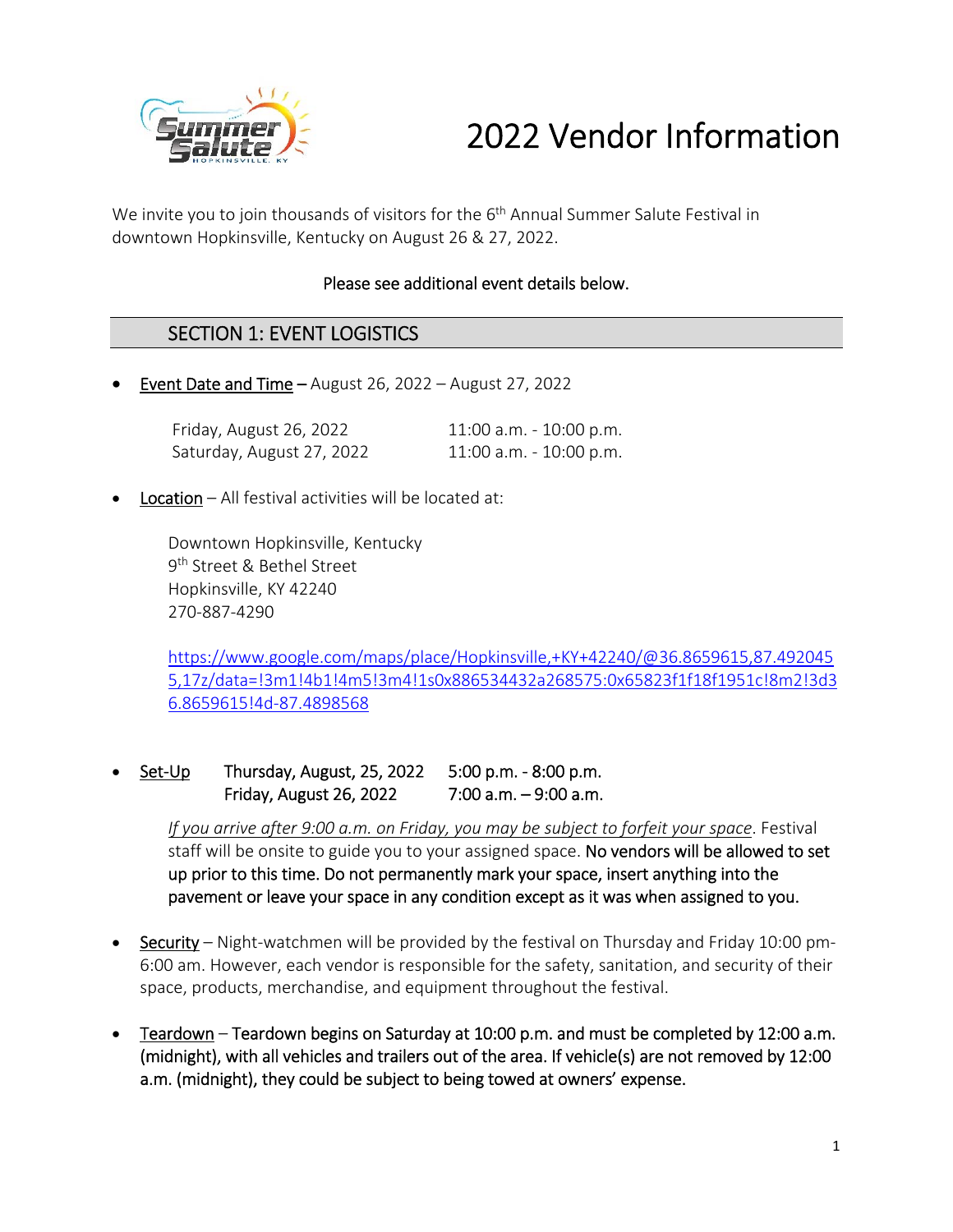# 2022 Vendor Information

We invite you to join thousands of visitors for the 6th Annual Summer Salute Festival in downtown Hopkinsville, Kentucky on August 26 & 27, 2022.

Please see additional event details below.

## SECTION 1: EVENT LOGISTICS

- <u>Event Date and Time</u> – August 26, 2022 – August 27, 2022

  | | |
  |---|---|
  | Friday, August 26, 2022 | 11:00 a.m. - 10:00 p.m. |
  | Saturday, August 27, 2022 | 11:00 a.m. - 10:00 p.m. |

- <u>Location</u> – All festival activities will be located at:

  Downtown Hopkinsville, Kentucky
  9th Street & Bethel Street
  Hopkinsville, KY 42240
  270-887-4290

  https://www.google.com/maps/place/Hopkinsville,+KY+42240/@36.8659615,87.4920455,17z/data=!3m1!4b1!4m5!3m4!1s0x886534432a268575:0x65823f1f18f1951c!8m2!3d36.8659615!4d-87.4898568

- <u>Set-Up</u>

  | | |
  |---|---|
  | Thursday, August, 25, 2022 | 5:00 p.m. - 8:00 p.m. |
  | Friday, August 26, 2022 | 7:00 a.m. – 9:00 a.m. |

  *<u>If you arrive after 9:00 a.m. on Friday, you may be subject to forfeit your space</u>*. Festival staff will be onsite to guide you to your assigned space. No vendors will be allowed to set up prior to this time. Do not permanently mark your space, insert anything into the pavement or leave your space in any condition except as it was when assigned to you.

- <u>Security</u> – Night-watchmen will be provided by the festival on Thursday and Friday 10:00 pm-6:00 am. However, each vendor is responsible for the safety, sanitation, and security of their space, products, merchandise, and equipment throughout the festival.

- <u>Teardown</u> – Teardown begins on Saturday at 10:00 p.m. and must be completed by 12:00 a.m. (midnight), with all vehicles and trailers out of the area. If vehicle(s) are not removed by 12:00 a.m. (midnight), they could be subject to being towed at owners' expense.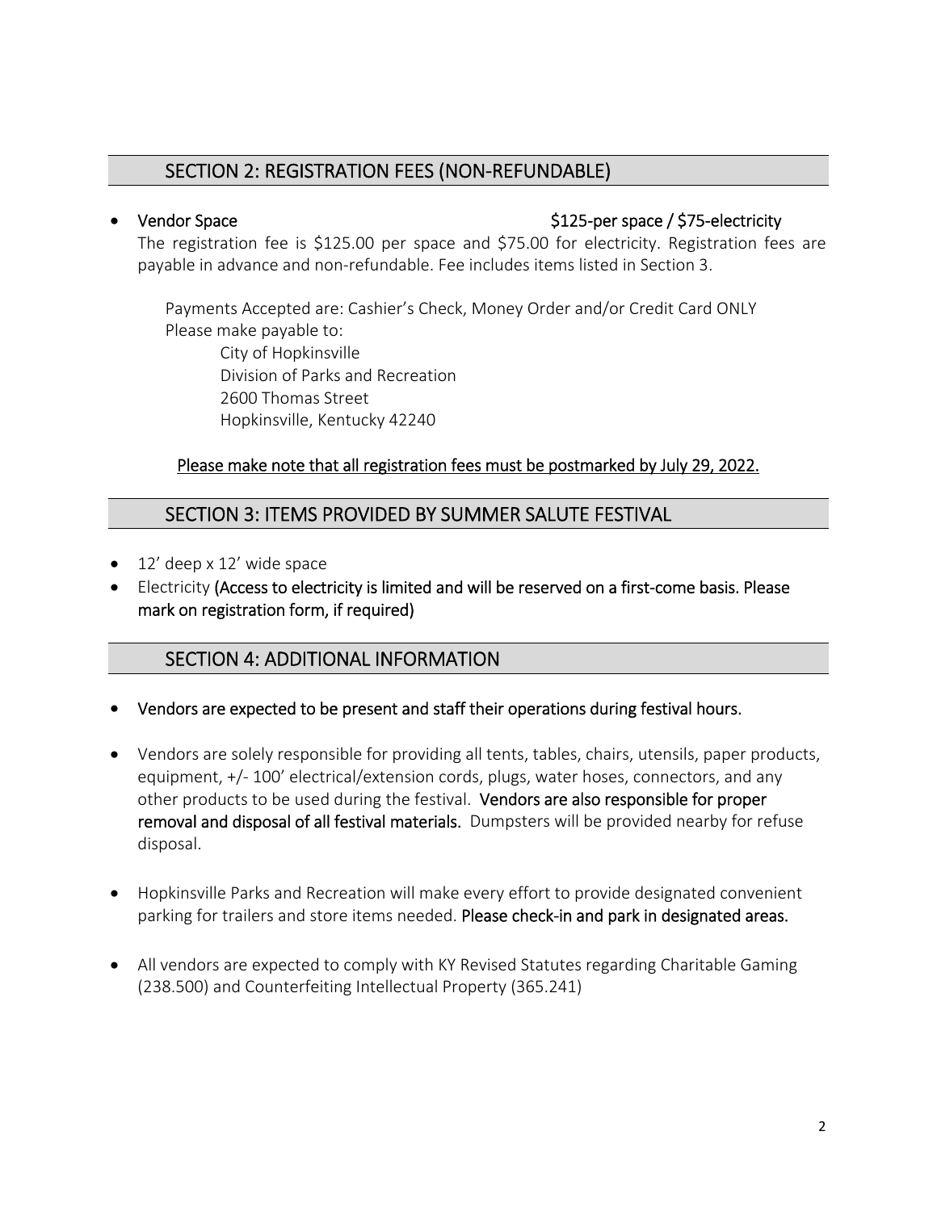## SECTION 2: REGISTRATION FEES (NON-REFUNDABLE)

- Vendor Space $125-per space / $75-electricity

  The registration fee is $125.00 per space and $75.00 for electricity. Registration fees are payable in advance and non-refundable. Fee includes items listed in Section 3.

  Payments Accepted are: Cashier's Check, Money Order and/or Credit Card ONLY
  Please make payable to:

  City of Hopkinsville
  Division of Parks and Recreation
  2600 Thomas Street
  Hopkinsville, Kentucky 42240

  **Please make note that all registration fees must be postmarked by July 29, 2022.**

## SECTION 3: ITEMS PROVIDED BY SUMMER SALUTE FESTIVAL

- 12' deep x 12' wide space
- Electricity (Access to electricity is limited and will be reserved on a first-come basis. Please mark on registration form, if required)

## SECTION 4: ADDITIONAL INFORMATION

- Vendors are expected to be present and staff their operations during festival hours.
- Vendors are solely responsible for providing all tents, tables, chairs, utensils, paper products, equipment, +/- 100' electrical/extension cords, plugs, water hoses, connectors, and any other products to be used during the festival. Vendors are also responsible for proper removal and disposal of all festival materials. Dumpsters will be provided nearby for refuse disposal.
- Hopkinsville Parks and Recreation will make every effort to provide designated convenient parking for trailers and store items needed. Please check-in and park in designated areas.
- All vendors are expected to comply with KY Revised Statutes regarding Charitable Gaming (238.500) and Counterfeiting Intellectual Property (365.241)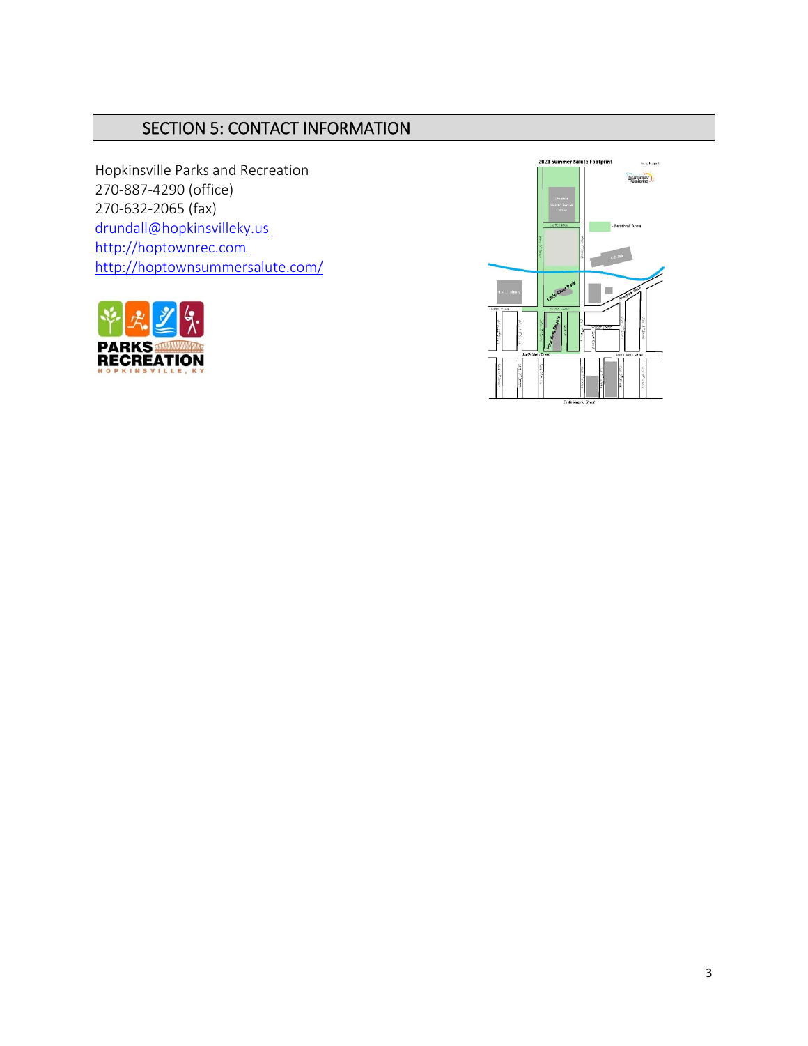## SECTION 5: CONTACT INFORMATION

Hopkinsville Parks and Recreation
270-887-4290 (office)
270-632-2065 (fax)
drundall@hopkinsvilleky.us
http://hoptownrec.com
http://hoptownsummersalute.com/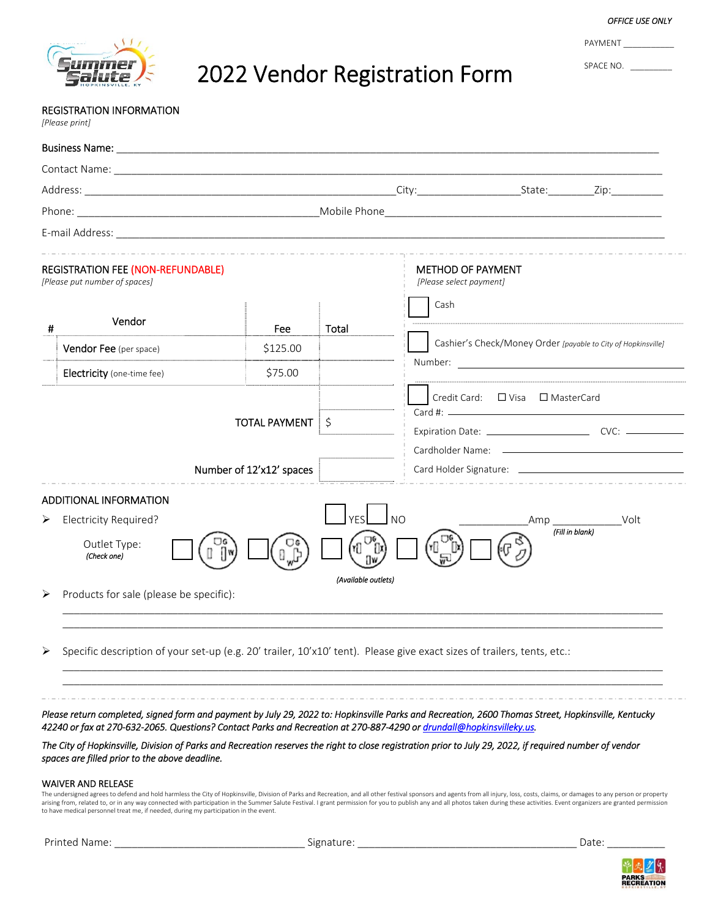OFFICE USE ONLY

PAYMENT ___________

SPACE NO. _________

# 2022 Vendor Registration Form

## REGISTRATION INFORMATION

*[Please print]*

**Business Name:** ______________________________________________

Contact Name: ______________________________________________

Address: ______________________________ City: ______________ State: ________ Zip: _________

Phone: ______________________________ Mobile Phone ______________________________

E-mail Address: ______________________________________________

## REGISTRATION FEE (NON-REFUNDABLE)

*[Please put number of spaces]*

| # | Vendor | Fee | Total |
|---|---|---|---|
| | Vendor Fee (per space) | $125.00 | |
| | Electricity (one-time fee) | $75.00 | |
| | | TOTAL PAYMENT | $ |
| | | Number of 12'x12' spaces | |

## METHOD OF PAYMENT

*[Please select payment]*

☐ Cash

☐ Cashier's Check/Money Order *[payable to City of Hopkinsville]*

Number: ______________________

☐ Credit Card: ☐ Visa ☐ MasterCard

Card #: ______________________

Expiration Date: ______________ CVC: __________

Cardholder Name: ______________________

Card Holder Signature: ______________________

## ADDITIONAL INFORMATION

- Electricity Required? ☐ YES ☐ NO ____________ Amp ____________ Volt *(Fill in blank)*

  Outlet Type: *(Check one)* ☐ ☐ ☐ ☐ ☐ *(Available outlets)*

- Products for sale (please be specific):

  ______________________________________________

  ______________________________________________

- Specific description of your set-up (e.g. 20' trailer, 10'x10' tent). Please give exact sizes of trailers, tents, etc.:

  ______________________________________________

  ______________________________________________

*Please return completed, signed form and payment by July 29, 2022 to: Hopkinsville Parks and Recreation, 2600 Thomas Street, Hopkinsville, Kentucky 42240 or fax at 270-632-2065. Questions? Contact Parks and Recreation at 270-887-4290 or drundall@hopkinsvilleky.us.*

***The City of Hopkinsville, Division of Parks and Recreation reserves the right to close registration prior to July 29, 2022, if required number of vendor spaces are filled prior to the above deadline.***

## WAIVER AND RELEASE

The undersigned agrees to defend and hold harmless the City of Hopkinsville, Division of Parks and Recreation, and all other festival sponsors and agents from all injury, loss, costs, claims, or damages to any person or property arising from, related to, or in any way connected with participation in the Summer Salute Festival. I grant permission for you to publish any and all photos taken during these activities. Event organizers are granted permission to have medical personnel treat me, if needed, during my participation in the event.

Printed Name: ______________________ Signature: ______________________ Date: __________